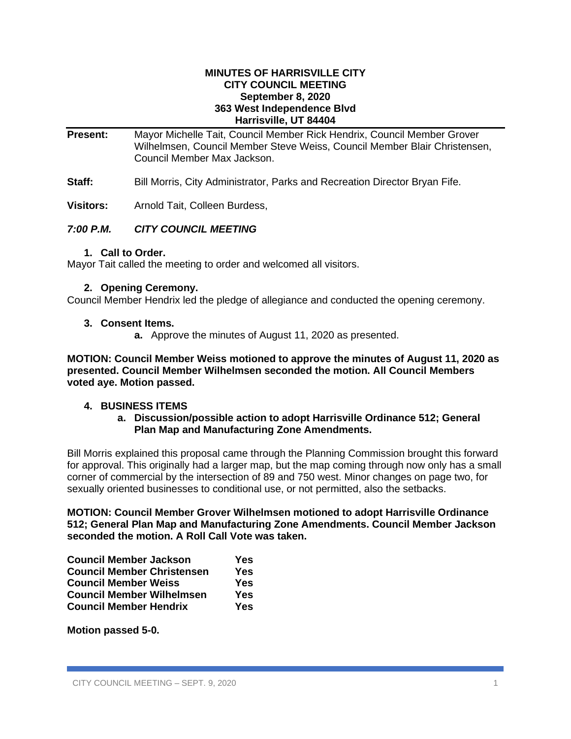**MINUTES OF HARRISVILLE CITY**
**CITY COUNCIL MEETING**
**September 8, 2020**
**363 West Independence Blvd**
**Harrisville, UT 84404**

**Present:** Mayor Michelle Tait, Council Member Rick Hendrix, Council Member Grover Wilhelmsen, Council Member Steve Weiss, Council Member Blair Christensen, Council Member Max Jackson.

**Staff:** Bill Morris, City Administrator, Parks and Recreation Director Bryan Fife.

**Visitors:** Arnold Tait, Colleen Burdess,

## *7:00 P.M. CITY COUNCIL MEETING*

### 1. Call to Order.

Mayor Tait called the meeting to order and welcomed all visitors.

### 2. Opening Ceremony.

Council Member Hendrix led the pledge of allegiance and conducted the opening ceremony.

### 3. Consent Items.

**a.** Approve the minutes of August 11, 2020 as presented.

**MOTION: Council Member Weiss motioned to approve the minutes of August 11, 2020 as presented. Council Member Wilhelmsen seconded the motion. All Council Members voted aye. Motion passed.**

### 4. BUSINESS ITEMS

**a. Discussion/possible action to adopt Harrisville Ordinance 512; General Plan Map and Manufacturing Zone Amendments.**

Bill Morris explained this proposal came through the Planning Commission brought this forward for approval. This originally had a larger map, but the map coming through now only has a small corner of commercial by the intersection of 89 and 750 west. Minor changes on page two, for sexually oriented businesses to conditional use, or not permitted, also the setbacks.

**MOTION: Council Member Grover Wilhelmsen motioned to adopt Harrisville Ordinance 512; General Plan Map and Manufacturing Zone Amendments. Council Member Jackson seconded the motion. A Roll Call Vote was taken.**

| | |
|---|---|
| **Council Member Jackson** | **Yes** |
| **Council Member Christensen** | **Yes** |
| **Council Member Weiss** | **Yes** |
| **Council Member Wilhelmsen** | **Yes** |
| **Council Member Hendrix** | **Yes** |

**Motion passed 5-0.**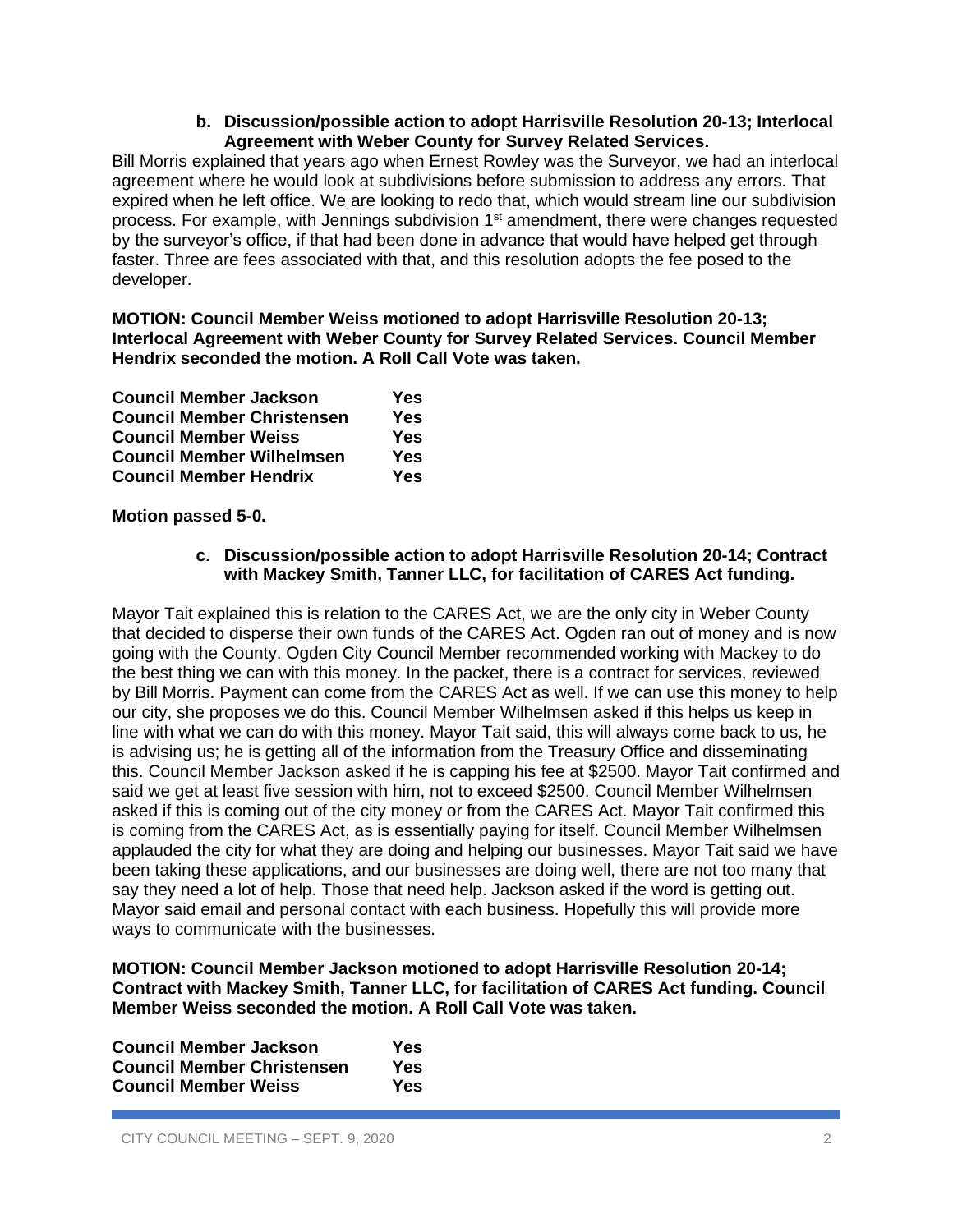**b. Discussion/possible action to adopt Harrisville Resolution 20-13; Interlocal Agreement with Weber County for Survey Related Services.**

Bill Morris explained that years ago when Ernest Rowley was the Surveyor, we had an interlocal agreement where he would look at subdivisions before submission to address any errors. That expired when he left office. We are looking to redo that, which would stream line our subdivision process. For example, with Jennings subdivision 1st amendment, there were changes requested by the surveyor's office, if that had been done in advance that would have helped get through faster. Three are fees associated with that, and this resolution adopts the fee posed to the developer.

**MOTION: Council Member Weiss motioned to adopt Harrisville Resolution 20-13; Interlocal Agreement with Weber County for Survey Related Services. Council Member Hendrix seconded the motion. A Roll Call Vote was taken.**

| | |
|---|---|
| **Council Member Jackson** | **Yes** |
| **Council Member Christensen** | **Yes** |
| **Council Member Weiss** | **Yes** |
| **Council Member Wilhelmsen** | **Yes** |
| **Council Member Hendrix** | **Yes** |

**Motion passed 5-0.**

**c. Discussion/possible action to adopt Harrisville Resolution 20-14; Contract with Mackey Smith, Tanner LLC, for facilitation of CARES Act funding.**

Mayor Tait explained this is relation to the CARES Act, we are the only city in Weber County that decided to disperse their own funds of the CARES Act. Ogden ran out of money and is now going with the County. Ogden City Council Member recommended working with Mackey to do the best thing we can with this money. In the packet, there is a contract for services, reviewed by Bill Morris. Payment can come from the CARES Act as well. If we can use this money to help our city, she proposes we do this. Council Member Wilhelmsen asked if this helps us keep in line with what we can do with this money. Mayor Tait said, this will always come back to us, he is advising us; he is getting all of the information from the Treasury Office and disseminating this. Council Member Jackson asked if he is capping his fee at $2500. Mayor Tait confirmed and said we get at least five session with him, not to exceed $2500. Council Member Wilhelmsen asked if this is coming out of the city money or from the CARES Act. Mayor Tait confirmed this is coming from the CARES Act, as is essentially paying for itself. Council Member Wilhelmsen applauded the city for what they are doing and helping our businesses. Mayor Tait said we have been taking these applications, and our businesses are doing well, there are not too many that say they need a lot of help. Those that need help. Jackson asked if the word is getting out. Mayor said email and personal contact with each business. Hopefully this will provide more ways to communicate with the businesses.

**MOTION: Council Member Jackson motioned to adopt Harrisville Resolution 20-14; Contract with Mackey Smith, Tanner LLC, for facilitation of CARES Act funding. Council Member Weiss seconded the motion. A Roll Call Vote was taken.**

| | |
|---|---|
| **Council Member Jackson** | **Yes** |
| **Council Member Christensen** | **Yes** |
| **Council Member Weiss** | **Yes** |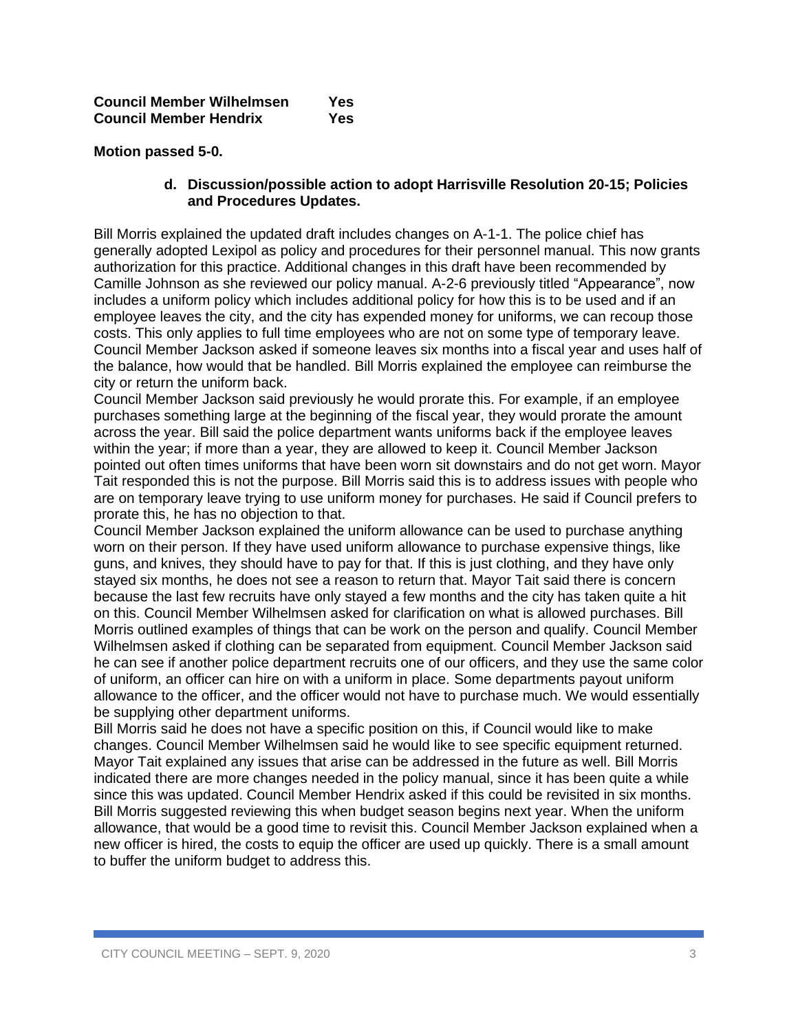| | |
|---|---|
| **Council Member Wilhelmsen** | **Yes** |
| **Council Member Hendrix** | **Yes** |

**Motion passed 5-0.**

**d. Discussion/possible action to adopt Harrisville Resolution 20-15; Policies and Procedures Updates.**

Bill Morris explained the updated draft includes changes on A-1-1. The police chief has generally adopted Lexipol as policy and procedures for their personnel manual. This now grants authorization for this practice. Additional changes in this draft have been recommended by Camille Johnson as she reviewed our policy manual. A-2-6 previously titled "Appearance", now includes a uniform policy which includes additional policy for how this is to be used and if an employee leaves the city, and the city has expended money for uniforms, we can recoup those costs. This only applies to full time employees who are not on some type of temporary leave. Council Member Jackson asked if someone leaves six months into a fiscal year and uses half of the balance, how would that be handled. Bill Morris explained the employee can reimburse the city or return the uniform back.

Council Member Jackson said previously he would prorate this. For example, if an employee purchases something large at the beginning of the fiscal year, they would prorate the amount across the year. Bill said the police department wants uniforms back if the employee leaves within the year; if more than a year, they are allowed to keep it. Council Member Jackson pointed out often times uniforms that have been worn sit downstairs and do not get worn. Mayor Tait responded this is not the purpose. Bill Morris said this is to address issues with people who are on temporary leave trying to use uniform money for purchases. He said if Council prefers to prorate this, he has no objection to that.

Council Member Jackson explained the uniform allowance can be used to purchase anything worn on their person. If they have used uniform allowance to purchase expensive things, like guns, and knives, they should have to pay for that. If this is just clothing, and they have only stayed six months, he does not see a reason to return that. Mayor Tait said there is concern because the last few recruits have only stayed a few months and the city has taken quite a hit on this. Council Member Wilhelmsen asked for clarification on what is allowed purchases. Bill Morris outlined examples of things that can be work on the person and qualify. Council Member Wilhelmsen asked if clothing can be separated from equipment. Council Member Jackson said he can see if another police department recruits one of our officers, and they use the same color of uniform, an officer can hire on with a uniform in place. Some departments payout uniform allowance to the officer, and the officer would not have to purchase much. We would essentially be supplying other department uniforms.

Bill Morris said he does not have a specific position on this, if Council would like to make changes. Council Member Wilhelmsen said he would like to see specific equipment returned. Mayor Tait explained any issues that arise can be addressed in the future as well. Bill Morris indicated there are more changes needed in the policy manual, since it has been quite a while since this was updated. Council Member Hendrix asked if this could be revisited in six months. Bill Morris suggested reviewing this when budget season begins next year. When the uniform allowance, that would be a good time to revisit this. Council Member Jackson explained when a new officer is hired, the costs to equip the officer are used up quickly. There is a small amount to buffer the uniform budget to address this.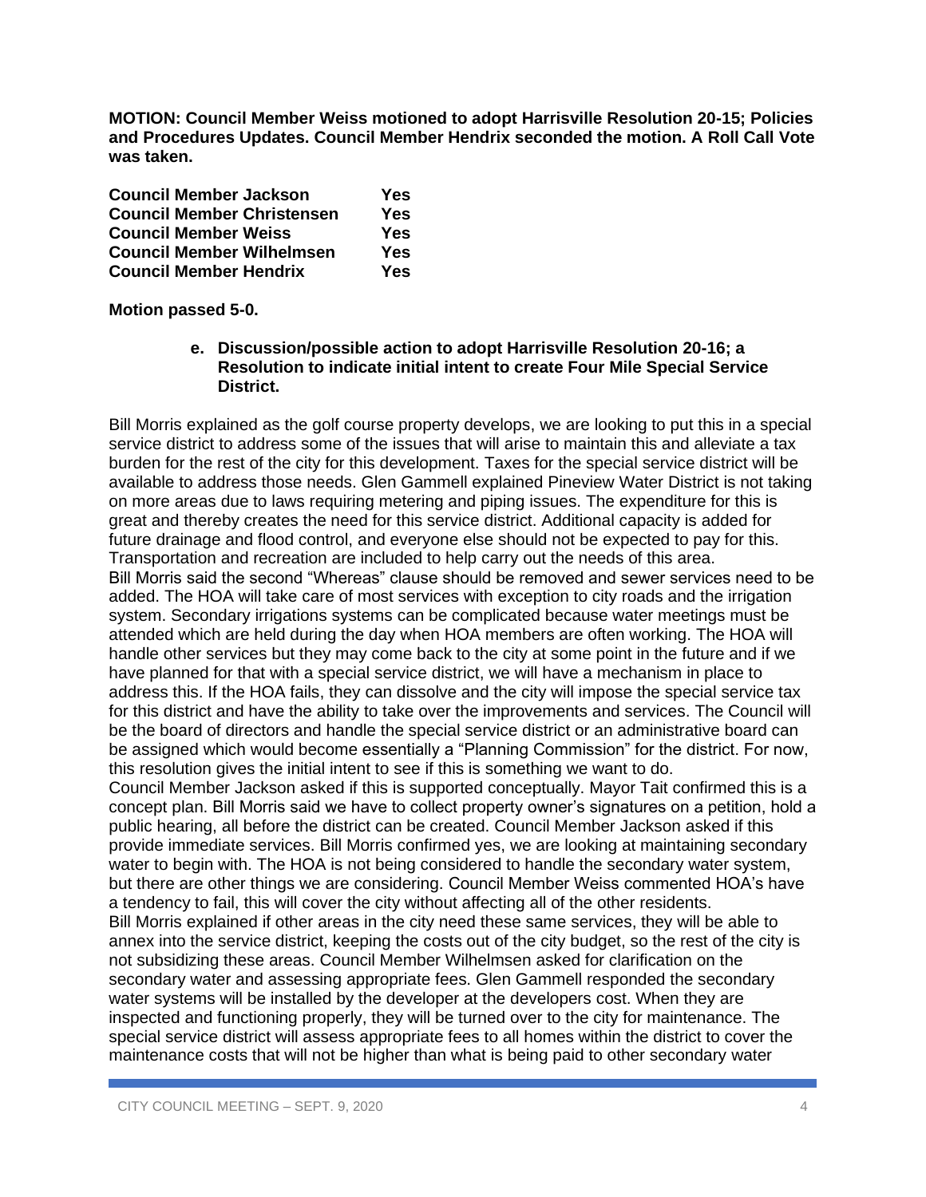**MOTION: Council Member Weiss motioned to adopt Harrisville Resolution 20-15; Policies and Procedures Updates. Council Member Hendrix seconded the motion. A Roll Call Vote was taken.**

| | |
|---|---|
| **Council Member Jackson** | **Yes** |
| **Council Member Christensen** | **Yes** |
| **Council Member Weiss** | **Yes** |
| **Council Member Wilhelmsen** | **Yes** |
| **Council Member Hendrix** | **Yes** |

**Motion passed 5-0.**

**e. Discussion/possible action to adopt Harrisville Resolution 20-16; a Resolution to indicate initial intent to create Four Mile Special Service District.**

Bill Morris explained as the golf course property develops, we are looking to put this in a special service district to address some of the issues that will arise to maintain this and alleviate a tax burden for the rest of the city for this development. Taxes for the special service district will be available to address those needs. Glen Gammell explained Pineview Water District is not taking on more areas due to laws requiring metering and piping issues. The expenditure for this is great and thereby creates the need for this service district. Additional capacity is added for future drainage and flood control, and everyone else should not be expected to pay for this. Transportation and recreation are included to help carry out the needs of this area.
Bill Morris said the second "Whereas" clause should be removed and sewer services need to be added. The HOA will take care of most services with exception to city roads and the irrigation system. Secondary irrigations systems can be complicated because water meetings must be attended which are held during the day when HOA members are often working. The HOA will handle other services but they may come back to the city at some point in the future and if we have planned for that with a special service district, we will have a mechanism in place to address this. If the HOA fails, they can dissolve and the city will impose the special service tax for this district and have the ability to take over the improvements and services. The Council will be the board of directors and handle the special service district or an administrative board can be assigned which would become essentially a "Planning Commission" for the district. For now, this resolution gives the initial intent to see if this is something we want to do.
Council Member Jackson asked if this is supported conceptually. Mayor Tait confirmed this is a concept plan. Bill Morris said we have to collect property owner's signatures on a petition, hold a public hearing, all before the district can be created. Council Member Jackson asked if this provide immediate services. Bill Morris confirmed yes, we are looking at maintaining secondary water to begin with. The HOA is not being considered to handle the secondary water system, but there are other things we are considering. Council Member Weiss commented HOA's have a tendency to fail, this will cover the city without affecting all of the other residents.
Bill Morris explained if other areas in the city need these same services, they will be able to annex into the service district, keeping the costs out of the city budget, so the rest of the city is not subsidizing these areas. Council Member Wilhelmsen asked for clarification on the secondary water and assessing appropriate fees. Glen Gammell responded the secondary water systems will be installed by the developer at the developers cost. When they are inspected and functioning properly, they will be turned over to the city for maintenance. The special service district will assess appropriate fees to all homes within the district to cover the maintenance costs that will not be higher than what is being paid to other secondary water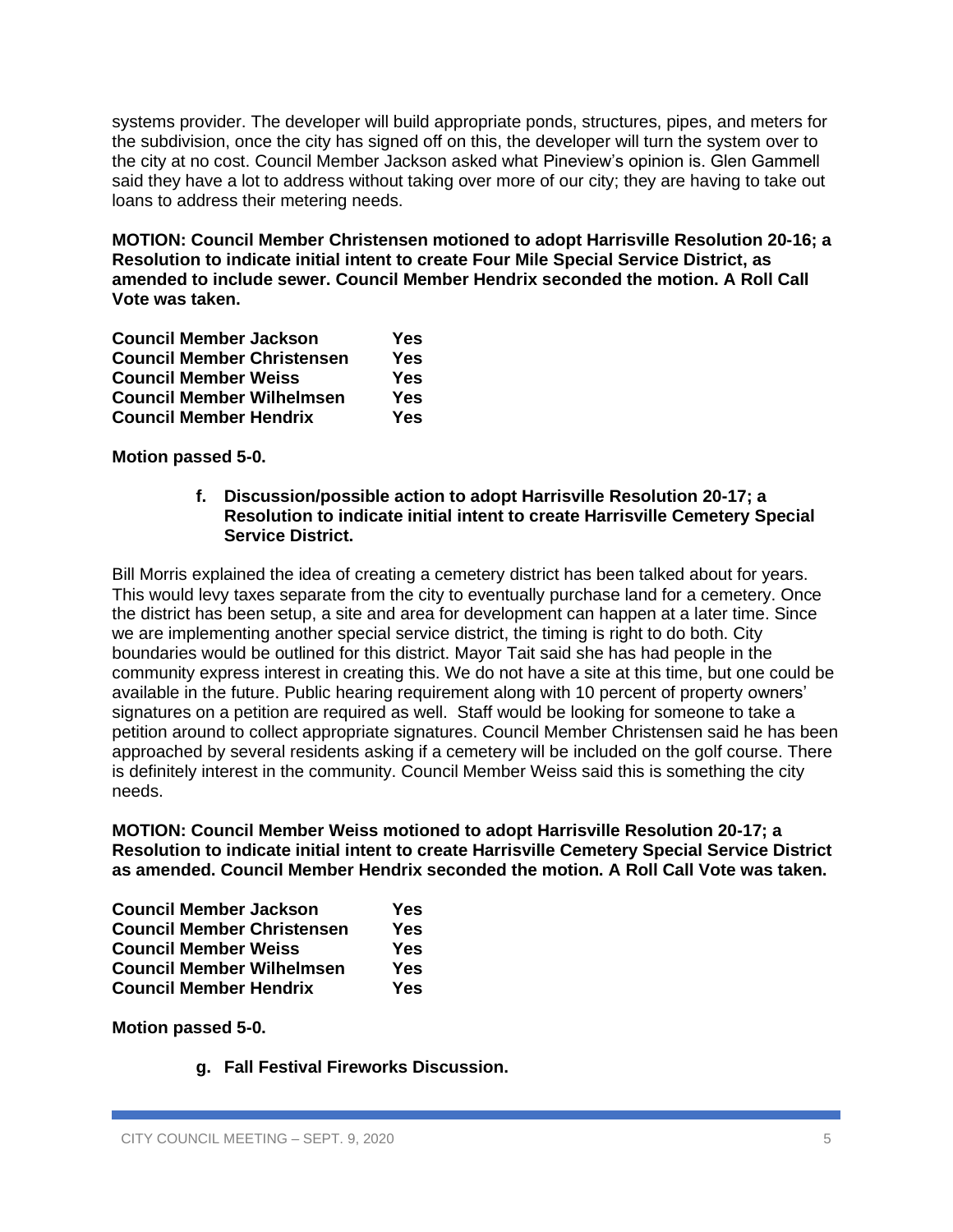systems provider. The developer will build appropriate ponds, structures, pipes, and meters for the subdivision, once the city has signed off on this, the developer will turn the system over to the city at no cost. Council Member Jackson asked what Pineview's opinion is. Glen Gammell said they have a lot to address without taking over more of our city; they are having to take out loans to address their metering needs.

**MOTION: Council Member Christensen motioned to adopt Harrisville Resolution 20-16; a Resolution to indicate initial intent to create Four Mile Special Service District, as amended to include sewer. Council Member Hendrix seconded the motion. A Roll Call Vote was taken.**

| | |
|---|---|
| **Council Member Jackson** | **Yes** |
| **Council Member Christensen** | **Yes** |
| **Council Member Weiss** | **Yes** |
| **Council Member Wilhelmsen** | **Yes** |
| **Council Member Hendrix** | **Yes** |

**Motion passed 5-0.**

**f. Discussion/possible action to adopt Harrisville Resolution 20-17; a Resolution to indicate initial intent to create Harrisville Cemetery Special Service District.**

Bill Morris explained the idea of creating a cemetery district has been talked about for years. This would levy taxes separate from the city to eventually purchase land for a cemetery. Once the district has been setup, a site and area for development can happen at a later time. Since we are implementing another special service district, the timing is right to do both. City boundaries would be outlined for this district. Mayor Tait said she has had people in the community express interest in creating this. We do not have a site at this time, but one could be available in the future. Public hearing requirement along with 10 percent of property owners' signatures on a petition are required as well. Staff would be looking for someone to take a petition around to collect appropriate signatures. Council Member Christensen said he has been approached by several residents asking if a cemetery will be included on the golf course. There is definitely interest in the community. Council Member Weiss said this is something the city needs.

**MOTION: Council Member Weiss motioned to adopt Harrisville Resolution 20-17; a Resolution to indicate initial intent to create Harrisville Cemetery Special Service District as amended. Council Member Hendrix seconded the motion. A Roll Call Vote was taken.**

| | |
|---|---|
| **Council Member Jackson** | **Yes** |
| **Council Member Christensen** | **Yes** |
| **Council Member Weiss** | **Yes** |
| **Council Member Wilhelmsen** | **Yes** |
| **Council Member Hendrix** | **Yes** |

**Motion passed 5-0.**

**g. Fall Festival Fireworks Discussion.**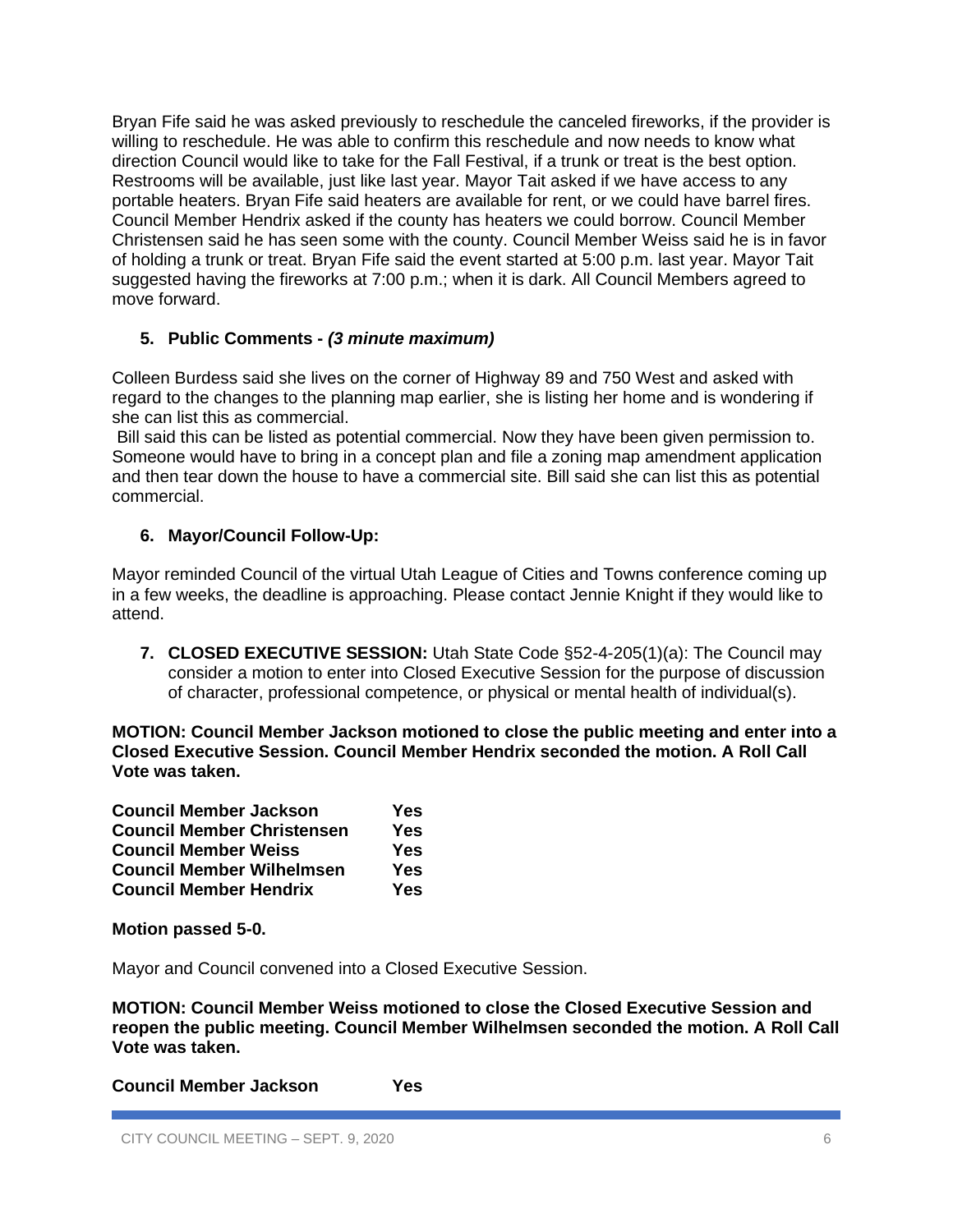Bryan Fife said he was asked previously to reschedule the canceled fireworks, if the provider is willing to reschedule. He was able to confirm this reschedule and now needs to know what direction Council would like to take for the Fall Festival, if a trunk or treat is the best option. Restrooms will be available, just like last year. Mayor Tait asked if we have access to any portable heaters. Bryan Fife said heaters are available for rent, or we could have barrel fires. Council Member Hendrix asked if the county has heaters we could borrow. Council Member Christensen said he has seen some with the county. Council Member Weiss said he is in favor of holding a trunk or treat. Bryan Fife said the event started at 5:00 p.m. last year. Mayor Tait suggested having the fireworks at 7:00 p.m.; when it is dark. All Council Members agreed to move forward.

### 5. Public Comments - *(3 minute maximum)*

Colleen Burdess said she lives on the corner of Highway 89 and 750 West and asked with regard to the changes to the planning map earlier, she is listing her home and is wondering if she can list this as commercial.

Bill said this can be listed as potential commercial. Now they have been given permission to. Someone would have to bring in a concept plan and file a zoning map amendment application and then tear down the house to have a commercial site. Bill said she can list this as potential commercial.

### 6. Mayor/Council Follow-Up:

Mayor reminded Council of the virtual Utah League of Cities and Towns conference coming up in a few weeks, the deadline is approaching. Please contact Jennie Knight if they would like to attend.

7. **CLOSED EXECUTIVE SESSION:** Utah State Code §52-4-205(1)(a): The Council may consider a motion to enter into Closed Executive Session for the purpose of discussion of character, professional competence, or physical or mental health of individual(s).

**MOTION: Council Member Jackson motioned to close the public meeting and enter into a Closed Executive Session. Council Member Hendrix seconded the motion. A Roll Call Vote was taken.**

| | |
|---|---|
| **Council Member Jackson** | **Yes** |
| **Council Member Christensen** | **Yes** |
| **Council Member Weiss** | **Yes** |
| **Council Member Wilhelmsen** | **Yes** |
| **Council Member Hendrix** | **Yes** |

**Motion passed 5-0.**

Mayor and Council convened into a Closed Executive Session.

**MOTION: Council Member Weiss motioned to close the Closed Executive Session and reopen the public meeting. Council Member Wilhelmsen seconded the motion. A Roll Call Vote was taken.**

| | |
|---|---|
| **Council Member Jackson** | **Yes** |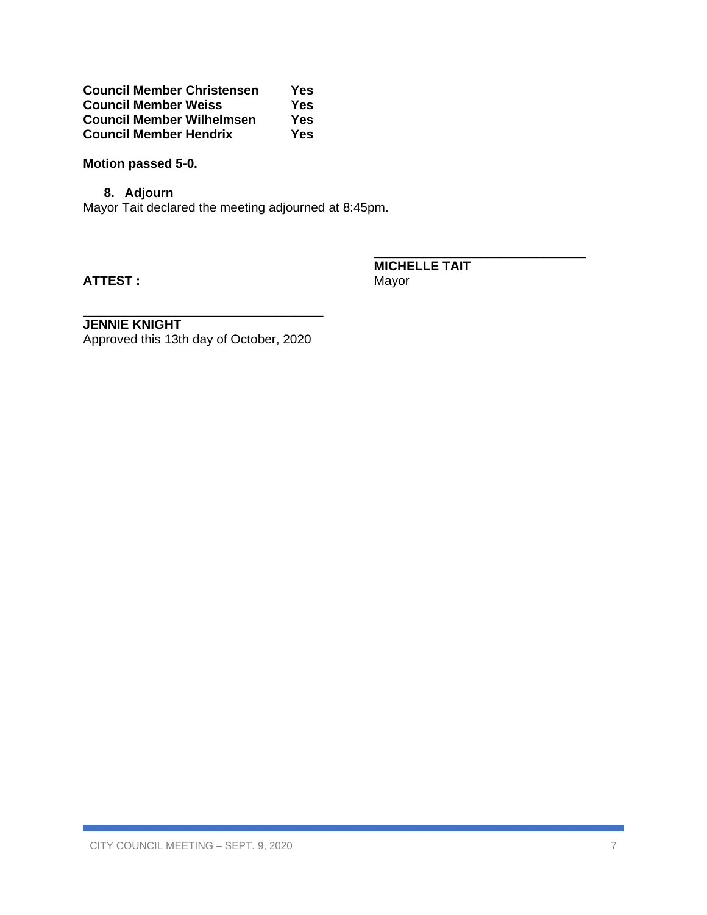| | |
|---|---|
| **Council Member Christensen** | **Yes** |
| **Council Member Weiss** | **Yes** |
| **Council Member Wilhelmsen** | **Yes** |
| **Council Member Hendrix** | **Yes** |

**Motion passed 5-0.**

**8. Adjourn**

Mayor Tait declared the meeting adjourned at 8:45pm.

______________________________
**MICHELLE TAIT**
Mayor

**ATTEST :**

__________________________________
**JENNIE KNIGHT**
Approved this 13th day of October, 2020